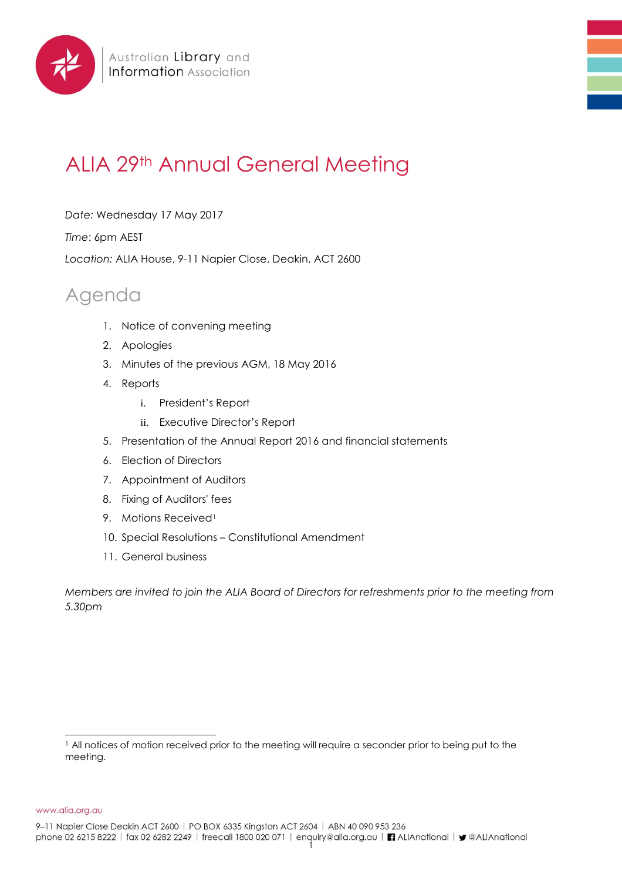Australian Library and Information Association

# ALIA 29th Annual General Meeting

*Date:* Wednesday 17 May 2017

*Time*: 6pm AEST

*Location:* ALIA House, 9-11 Napier Close, Deakin, ACT 2600

## Agenda

1. Notice of convening meeting
2. Apologies
3. Minutes of the previous AGM, 18 May 2016
4. Reports
    i. President's Report
    ii. Executive Director's Report
5. Presentation of the Annual Report 2016 and financial statements
6. Election of Directors
7. Appointment of Auditors
8. Fixing of Auditors' fees
9. Motions Received[1]
10. Special Resolutions – Constitutional Amendment
11. General business

*Members are invited to join the ALIA Board of Directors for refreshments prior to the meeting from 5.30pm*

[1] All notices of motion received prior to the meeting will require a seconder prior to being put to the meeting.

www.alia.org.au

9–11 Napier Close Deakin ACT 2600 | PO BOX 6335 Kingston ACT 2604 | ABN 40 090 953 236
phone 02 6215 8222 | fax 02 6282 2249 | freecall 1800 020 071 | enquiry@alia.org.au | ALIAnational | @ALIAnational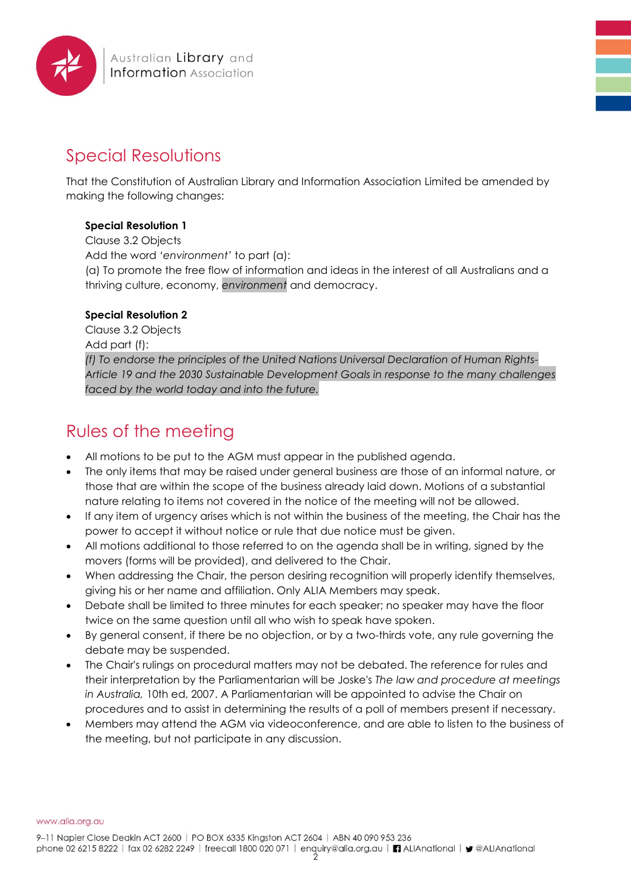## Special Resolutions

That the Constitution of Australian Library and Information Association Limited be amended by making the following changes:

**Special Resolution 1**
Clause 3.2 Objects
Add the word '*environment*' to part (a):
(a) To promote the free flow of information and ideas in the interest of all Australians and a thriving culture, economy, *environment* and democracy.

**Special Resolution 2**
Clause 3.2 Objects
Add part (f):
*(f) To endorse the principles of the United Nations Universal Declaration of Human Rights-Article 19 and the 2030 Sustainable Development Goals in response to the many challenges faced by the world today and into the future.*

## Rules of the meeting

- All motions to be put to the AGM must appear in the published agenda.
- The only items that may be raised under general business are those of an informal nature, or those that are within the scope of the business already laid down. Motions of a substantial nature relating to items not covered in the notice of the meeting will not be allowed.
- If any item of urgency arises which is not within the business of the meeting, the Chair has the power to accept it without notice or rule that due notice must be given.
- All motions additional to those referred to on the agenda shall be in writing, signed by the movers (forms will be provided), and delivered to the Chair.
- When addressing the Chair, the person desiring recognition will properly identify themselves, giving his or her name and affiliation. Only ALIA Members may speak.
- Debate shall be limited to three minutes for each speaker; no speaker may have the floor twice on the same question until all who wish to speak have spoken.
- By general consent, if there be no objection, or by a two-thirds vote, any rule governing the debate may be suspended.
- The Chair's rulings on procedural matters may not be debated. The reference for rules and their interpretation by the Parliamentarian will be Joske's *The law and procedure at meetings in Australia*, 10th ed, 2007. A Parliamentarian will be appointed to advise the Chair on procedures and to assist in determining the results of a poll of members present if necessary.
- Members may attend the AGM via videoconference, and are able to listen to the business of the meeting, but not participate in any discussion.